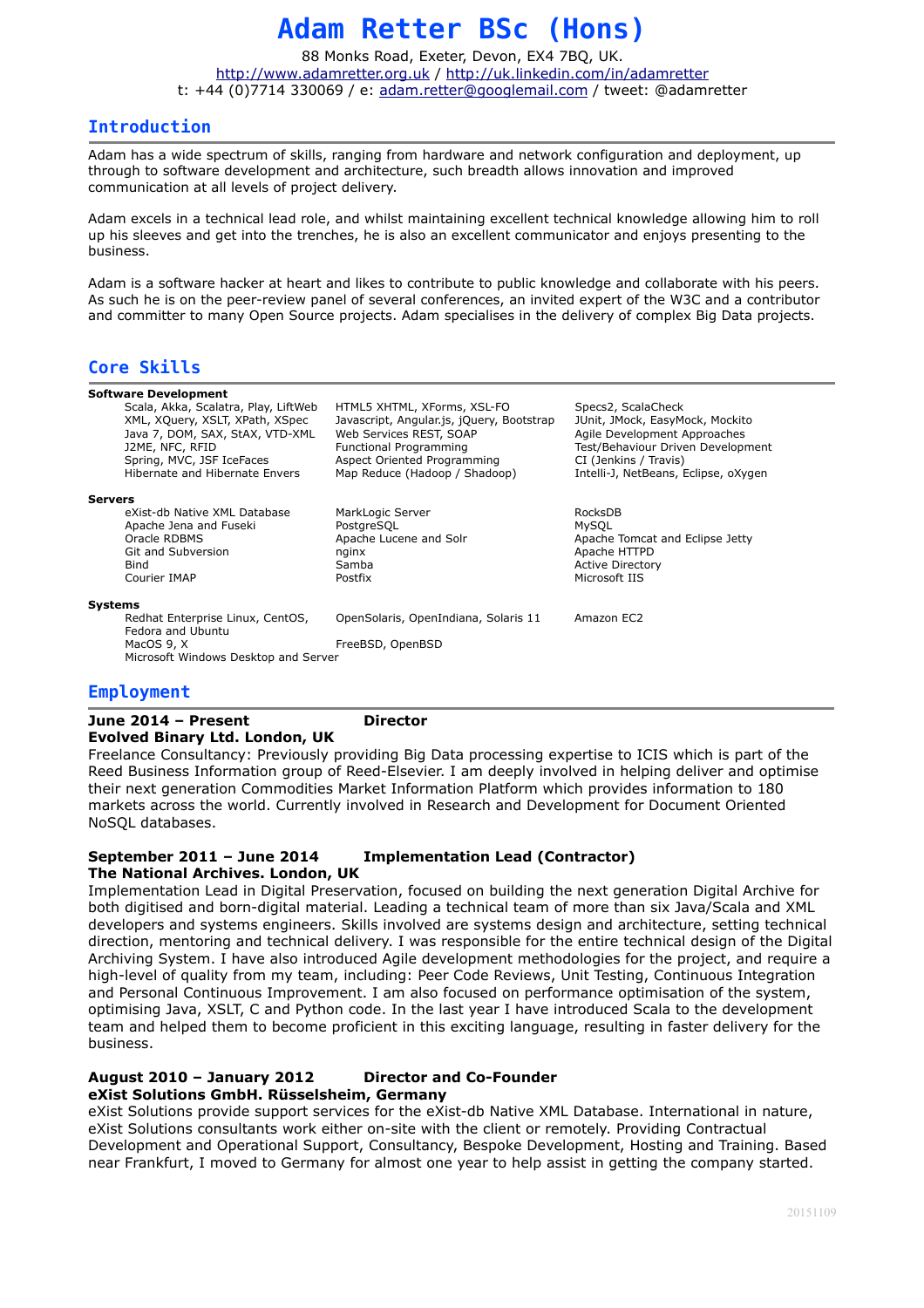# Adam Retter BSc (Hons)

88 Monks Road, Exeter, Devon, EX4 7BQ, UK.
http://www.adamretter.org.uk / http://uk.linkedin.com/in/adamretter
t: +44 (0)7714 330069 / e: adam.retter@googlemail.com / tweet: @adamretter

## Introduction

Adam has a wide spectrum of skills, ranging from hardware and network configuration and deployment, up through to software development and architecture, such breadth allows innovation and improved communication at all levels of project delivery.

Adam excels in a technical lead role, and whilst maintaining excellent technical knowledge allowing him to roll up his sleeves and get into the trenches, he is also an excellent communicator and enjoys presenting to the business.

Adam is a software hacker at heart and likes to contribute to public knowledge and collaborate with his peers. As such he is on the peer-review panel of several conferences, an invited expert of the W3C and a contributor and committer to many Open Source projects. Adam specialises in the delivery of complex Big Data projects.

## Core Skills

**Software Development**

| | | |
|---|---|---|
| Scala, Akka, Scalatra, Play, LiftWeb | HTML5 XHTML, XForms, XSL-FO | Specs2, ScalaCheck |
| XML, XQuery, XSLT, XPath, XSpec | Javascript, Angular.js, jQuery, Bootstrap | JUnit, JMock, EasyMock, Mockito |
| Java 7, DOM, SAX, StAX, VTD-XML | Web Services REST, SOAP | Agile Development Approaches |
| J2ME, NFC, RFID | Functional Programming | Test/Behaviour Driven Development |
| Spring, MVC, JSF IceFaces | Aspect Oriented Programming | CI (Jenkins / Travis) |
| Hibernate and Hibernate Envers | Map Reduce (Hadoop / Shadoop) | Intelli-J, NetBeans, Eclipse, oXygen |

**Servers**

| | | |
|---|---|---|
| eXist-db Native XML Database | MarkLogic Server | RocksDB |
| Apache Jena and Fuseki | PostgreSQL | MySQL |
| Oracle RDBMS | Apache Lucene and Solr | Apache Tomcat and Eclipse Jetty |
| Git and Subversion | nginx | Apache HTTPD |
| Bind | Samba | Active Directory |
| Courier IMAP | Postfix | Microsoft IIS |

**Systems**

| | | |
|---|---|---|
| Redhat Enterprise Linux, CentOS, Fedora and Ubuntu | OpenSolaris, OpenIndiana, Solaris 11 | Amazon EC2 |
| MacOS 9, X | FreeBSD, OpenBSD | |
| Microsoft Windows Desktop and Server | | |

## Employment

**June 2014 – Present** **Director**
**Evolved Binary Ltd. London, UK**
Freelance Consultancy: Previously providing Big Data processing expertise to ICIS which is part of the Reed Business Information group of Reed-Elsevier. I am deeply involved in helping deliver and optimise their next generation Commodities Market Information Platform which provides information to 180 markets across the world. Currently involved in Research and Development for Document Oriented NoSQL databases.

**September 2011 – June 2014** **Implementation Lead (Contractor)**
**The National Archives. London, UK**
Implementation Lead in Digital Preservation, focused on building the next generation Digital Archive for both digitised and born-digital material. Leading a technical team of more than six Java/Scala and XML developers and systems engineers. Skills involved are systems design and architecture, setting technical direction, mentoring and technical delivery. I was responsible for the entire technical design of the Digital Archiving System. I have also introduced Agile development methodologies for the project, and require a high-level of quality from my team, including: Peer Code Reviews, Unit Testing, Continuous Integration and Personal Continuous Improvement. I am also focused on performance optimisation of the system, optimising Java, XSLT, C and Python code. In the last year I have introduced Scala to the development team and helped them to become proficient in this exciting language, resulting in faster delivery for the business.

**August 2010 – January 2012** **Director and Co-Founder**
**eXist Solutions GmbH. Rüsselsheim, Germany**
eXist Solutions provide support services for the eXist-db Native XML Database. International in nature, eXist Solutions consultants work either on-site with the client or remotely. Providing Contractual Development and Operational Support, Consultancy, Bespoke Development, Hosting and Training. Based near Frankfurt, I moved to Germany for almost one year to help assist in getting the company started.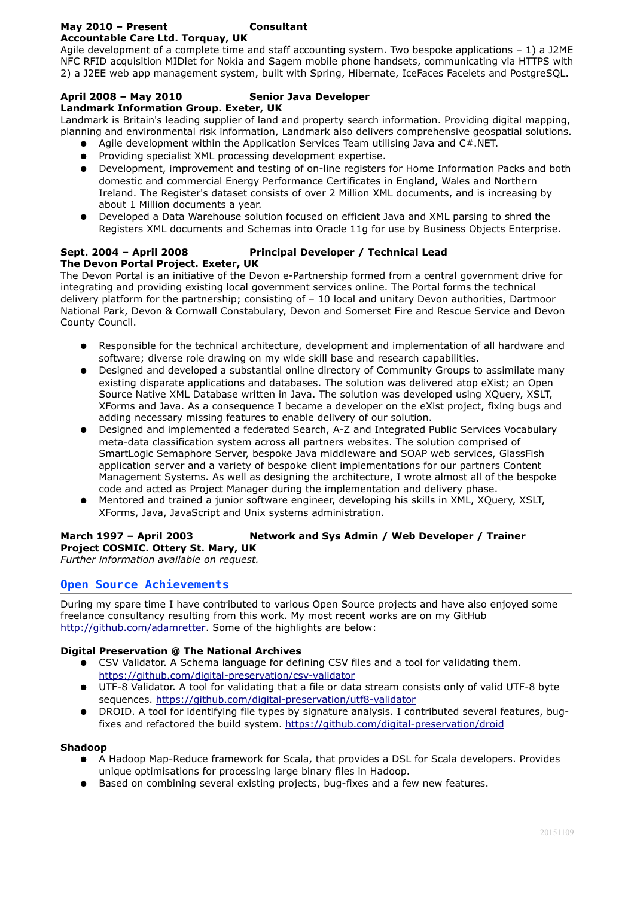**May 2010 – Present** **Consultant**
**Accountable Care Ltd. Torquay, UK**
Agile development of a complete time and staff accounting system. Two bespoke applications – 1) a J2ME NFC RFID acquisition MIDlet for Nokia and Sagem mobile phone handsets, communicating via HTTPS with 2) a J2EE web app management system, built with Spring, Hibernate, IceFaces Facelets and PostgreSQL.

**April 2008 – May 2010** **Senior Java Developer**
**Landmark Information Group. Exeter, UK**
Landmark is Britain's leading supplier of land and property search information. Providing digital mapping, planning and environmental risk information, Landmark also delivers comprehensive geospatial solutions.

- Agile development within the Application Services Team utilising Java and C#.NET.
- Providing specialist XML processing development expertise.
- Development, improvement and testing of on-line registers for Home Information Packs and both domestic and commercial Energy Performance Certificates in England, Wales and Northern Ireland. The Register's dataset consists of over 2 Million XML documents, and is increasing by about 1 Million documents a year.
- Developed a Data Warehouse solution focused on efficient Java and XML parsing to shred the Registers XML documents and Schemas into Oracle 11g for use by Business Objects Enterprise.

**Sept. 2004 – April 2008** **Principal Developer / Technical Lead**
**The Devon Portal Project. Exeter, UK**
The Devon Portal is an initiative of the Devon e-Partnership formed from a central government drive for integrating and providing existing local government services online. The Portal forms the technical delivery platform for the partnership; consisting of – 10 local and unitary Devon authorities, Dartmoor National Park, Devon & Cornwall Constabulary, Devon and Somerset Fire and Rescue Service and Devon County Council.

- Responsible for the technical architecture, development and implementation of all hardware and software; diverse role drawing on my wide skill base and research capabilities.
- Designed and developed a substantial online directory of Community Groups to assimilate many existing disparate applications and databases. The solution was delivered atop eXist; an Open Source Native XML Database written in Java. The solution was developed using XQuery, XSLT, XForms and Java. As a consequence I became a developer on the eXist project, fixing bugs and adding necessary missing features to enable delivery of our solution.
- Designed and implemented a federated Search, A-Z and Integrated Public Services Vocabulary meta-data classification system across all partners websites. The solution comprised of SmartLogic Semaphore Server, bespoke Java middleware and SOAP web services, GlassFish application server and a variety of bespoke client implementations for our partners Content Management Systems. As well as designing the architecture, I wrote almost all of the bespoke code and acted as Project Manager during the implementation and delivery phase.
- Mentored and trained a junior software engineer, developing his skills in XML, XQuery, XSLT, XForms, Java, JavaScript and Unix systems administration.

**March 1997 – April 2003** **Network and Sys Admin / Web Developer / Trainer**
**Project COSMIC. Ottery St. Mary, UK**
*Further information available on request.*

## Open Source Achievements

During my spare time I have contributed to various Open Source projects and have also enjoyed some freelance consultancy resulting from this work. My most recent works are on my GitHub http://github.com/adamretter. Some of the highlights are below:

**Digital Preservation @ The National Archives**

- CSV Validator. A Schema language for defining CSV files and a tool for validating them. https://github.com/digital-preservation/csv-validator
- UTF-8 Validator. A tool for validating that a file or data stream consists only of valid UTF-8 byte sequences. https://github.com/digital-preservation/utf8-validator
- DROID. A tool for identifying file types by signature analysis. I contributed several features, bug-fixes and refactored the build system. https://github.com/digital-preservation/droid

**Shadoop**

- A Hadoop Map-Reduce framework for Scala, that provides a DSL for Scala developers. Provides unique optimisations for processing large binary files in Hadoop.
- Based on combining several existing projects, bug-fixes and a few new features.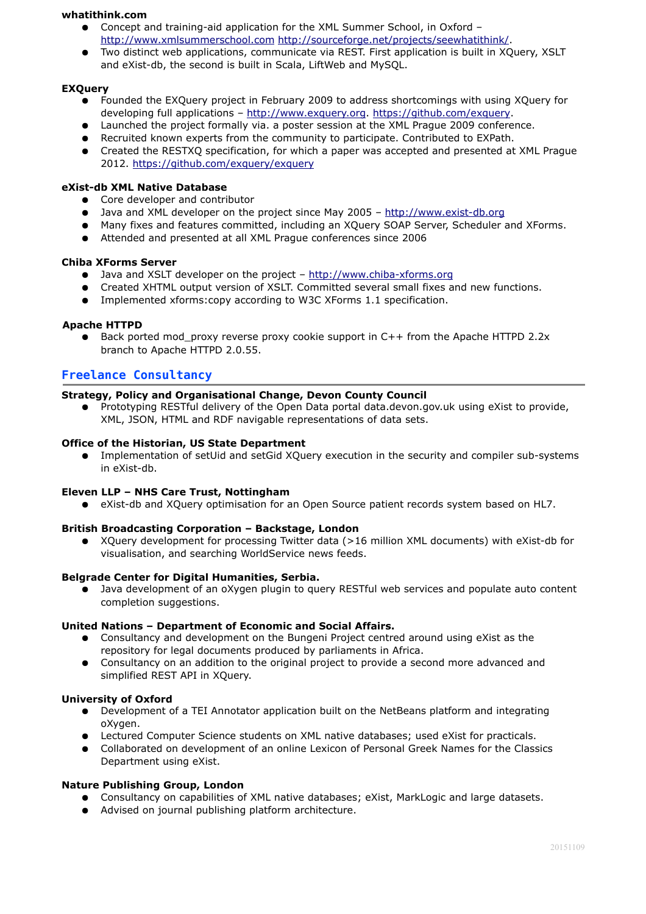**whatithink.com**

- Concept and training-aid application for the XML Summer School, in Oxford – http://www.xmlsummerschool.com http://sourceforge.net/projects/seewhatithink/.
- Two distinct web applications, communicate via REST. First application is built in XQuery, XSLT and eXist-db, the second is built in Scala, LiftWeb and MySQL.

**EXQuery**

- Founded the EXQuery project in February 2009 to address shortcomings with using XQuery for developing full applications – http://www.exquery.org. https://github.com/exquery.
- Launched the project formally via. a poster session at the XML Prague 2009 conference.
- Recruited known experts from the community to participate. Contributed to EXPath.
- Created the RESTXQ specification, for which a paper was accepted and presented at XML Prague 2012. https://github.com/exquery/exquery

**eXist-db XML Native Database**

- Core developer and contributor
- Java and XML developer on the project since May 2005 – http://www.exist-db.org
- Many fixes and features committed, including an XQuery SOAP Server, Scheduler and XForms.
- Attended and presented at all XML Prague conferences since 2006

**Chiba XForms Server**

- Java and XSLT developer on the project – http://www.chiba-xforms.org
- Created XHTML output version of XSLT. Committed several small fixes and new functions.
- Implemented xforms:copy according to W3C XForms 1.1 specification.

**Apache HTTPD**

- Back ported mod_proxy reverse proxy cookie support in C++ from the Apache HTTPD 2.2x branch to Apache HTTPD 2.0.55.

## Freelance Consultancy

**Strategy, Policy and Organisational Change, Devon County Council**

- Prototyping RESTful delivery of the Open Data portal data.devon.gov.uk using eXist to provide, XML, JSON, HTML and RDF navigable representations of data sets.

**Office of the Historian, US State Department**

- Implementation of setUid and setGid XQuery execution in the security and compiler sub-systems in eXist-db.

**Eleven LLP – NHS Care Trust, Nottingham**

- eXist-db and XQuery optimisation for an Open Source patient records system based on HL7.

**British Broadcasting Corporation – Backstage, London**

- XQuery development for processing Twitter data (>16 million XML documents) with eXist-db for visualisation, and searching WorldService news feeds.

**Belgrade Center for Digital Humanities, Serbia.**

- Java development of an oXygen plugin to query RESTful web services and populate auto content completion suggestions.

**United Nations – Department of Economic and Social Affairs.**

- Consultancy and development on the Bungeni Project centred around using eXist as the repository for legal documents produced by parliaments in Africa.
- Consultancy on an addition to the original project to provide a second more advanced and simplified REST API in XQuery.

**University of Oxford**

- Development of a TEI Annotator application built on the NetBeans platform and integrating oXygen.
- Lectured Computer Science students on XML native databases; used eXist for practicals.
- Collaborated on development of an online Lexicon of Personal Greek Names for the Classics Department using eXist.

**Nature Publishing Group, London**

- Consultancy on capabilities of XML native databases; eXist, MarkLogic and large datasets.
- Advised on journal publishing platform architecture.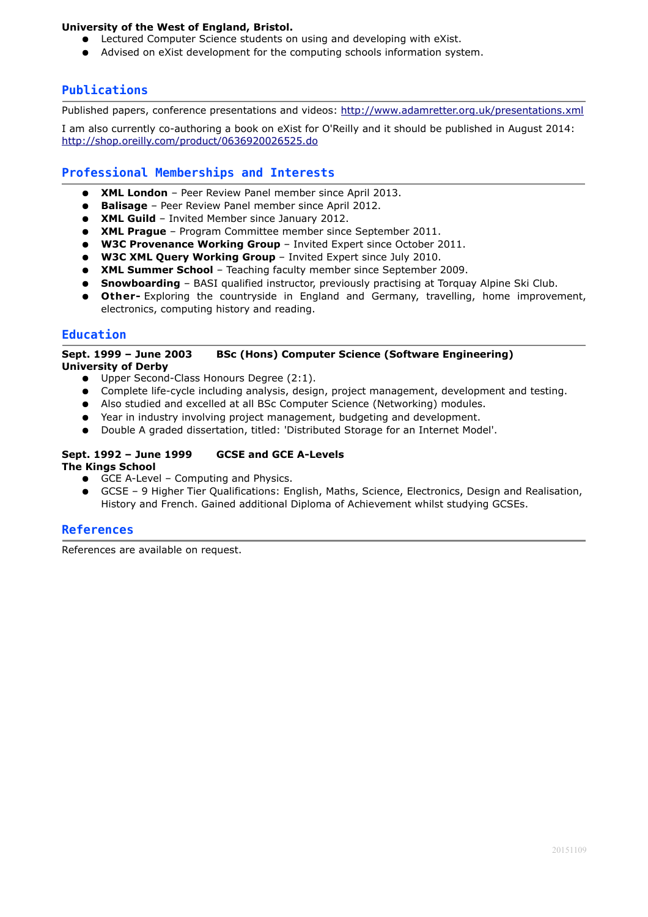**University of the West of England, Bristol.**

- Lectured Computer Science students on using and developing with eXist.
- Advised on eXist development for the computing schools information system.

## Publications

Published papers, conference presentations and videos: http://www.adamretter.org.uk/presentations.xml

I am also currently co-authoring a book on eXist for O'Reilly and it should be published in August 2014: http://shop.oreilly.com/product/0636920026525.do

## Professional Memberships and Interests

- **XML London** – Peer Review Panel member since April 2013.
- **Balisage** – Peer Review Panel member since April 2012.
- **XML Guild** – Invited Member since January 2012.
- **XML Prague** – Program Committee member since September 2011.
- **W3C Provenance Working Group** – Invited Expert since October 2011.
- **W3C XML Query Working Group** – Invited Expert since July 2010.
- **XML Summer School** – Teaching faculty member since September 2009.
- **Snowboarding** – BASI qualified instructor, previously practising at Torquay Alpine Ski Club.
- **Other-** Exploring the countryside in England and Germany, travelling, home improvement, electronics, computing history and reading.

## Education

**Sept. 1999 – June 2003 BSc (Hons) Computer Science (Software Engineering)**
**University of Derby**

- Upper Second-Class Honours Degree (2:1).
- Complete life-cycle including analysis, design, project management, development and testing.
- Also studied and excelled at all BSc Computer Science (Networking) modules.
- Year in industry involving project management, budgeting and development.
- Double A graded dissertation, titled: 'Distributed Storage for an Internet Model'.

**Sept. 1992 – June 1999 GCSE and GCE A-Levels**
**The Kings School**

- GCE A-Level – Computing and Physics.
- GCSE – 9 Higher Tier Qualifications: English, Maths, Science, Electronics, Design and Realisation, History and French. Gained additional Diploma of Achievement whilst studying GCSEs.

## References

References are available on request.